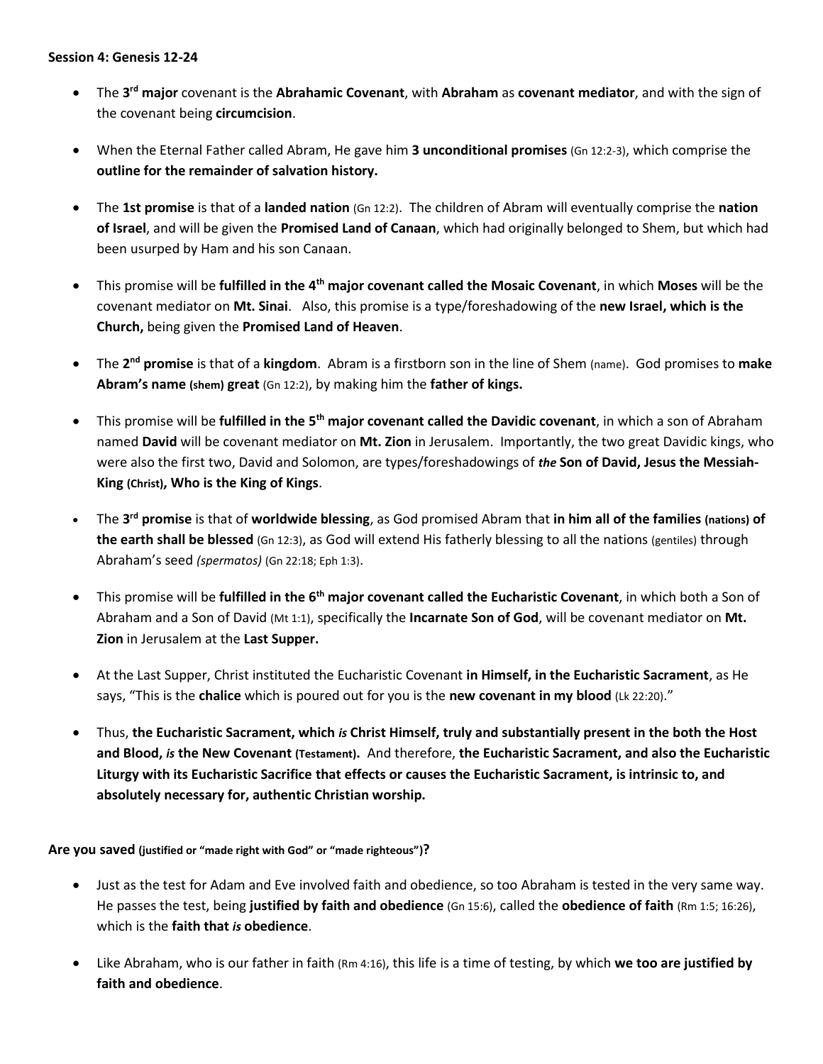**Session 4: Genesis 12-24**

- The **3rd major** covenant is the **Abrahamic Covenant**, with **Abraham** as **covenant mediator**, and with the sign of the covenant being **circumcision**.

- When the Eternal Father called Abram, He gave him **3 unconditional promises** (Gn 12:2-3), which comprise the **outline for the remainder of salvation history.**

- The **1st promise** is that of a **landed nation** (Gn 12:2). The children of Abram will eventually comprise the **nation of Israel**, and will be given the **Promised Land of Canaan**, which had originally belonged to Shem, but which had been usurped by Ham and his son Canaan.

- This promise will be **fulfilled in the 4th major covenant called the Mosaic Covenant**, in which **Moses** will be the covenant mediator on **Mt. Sinai**. Also, this promise is a type/foreshadowing of the **new Israel, which is the Church,** being given the **Promised Land of Heaven**.

- The **2nd promise** is that of a **kingdom**. Abram is a firstborn son in the line of Shem (name). God promises to **make Abram's name (shem) great** (Gn 12:2), by making him the **father of kings.**

- This promise will be **fulfilled in the 5th major covenant called the Davidic covenant**, in which a son of Abraham named **David** will be covenant mediator on **Mt. Zion** in Jerusalem. Importantly, the two great Davidic kings, who were also the first two, David and Solomon, are types/foreshadowings of ***the*** **Son of David, Jesus the Messiah-King (Christ), Who is the King of Kings**.

- The **3rd promise** is that of **worldwide blessing**, as God promised Abram that **in him all of the families (nations) of the earth shall be blessed** (Gn 12:3), as God will extend His fatherly blessing to all the nations (gentiles) through Abraham's seed *(spermatos)* (Gn 22:18; Eph 1:3).

- This promise will be **fulfilled in the 6th major covenant called the Eucharistic Covenant**, in which both a Son of Abraham and a Son of David (Mt 1:1), specifically the **Incarnate Son of God**, will be covenant mediator on **Mt. Zion** in Jerusalem at the **Last Supper.**

- At the Last Supper, Christ instituted the Eucharistic Covenant **in Himself, in the Eucharistic Sacrament**, as He says, "This is the **chalice** which is poured out for you is the **new covenant in my blood** (Lk 22:20)."

- Thus, **the Eucharistic Sacrament, which *is* Christ Himself, truly and substantially present in the both the Host and Blood, *is* the New Covenant (Testament).** And therefore, **the Eucharistic Sacrament, and also the Eucharistic Liturgy with its Eucharistic Sacrifice that effects or causes the Eucharistic Sacrament, is intrinsic to, and absolutely necessary for, authentic Christian worship.**

**Are you saved (justified or "made right with God" or "made righteous")?**

- Just as the test for Adam and Eve involved faith and obedience, so too Abraham is tested in the very same way. He passes the test, being **justified by faith and obedience** (Gn 15:6), called the **obedience of faith** (Rm 1:5; 16:26), which is the **faith that *is* obedience**.

- Like Abraham, who is our father in faith (Rm 4:16), this life is a time of testing, by which **we too are justified by faith and obedience**.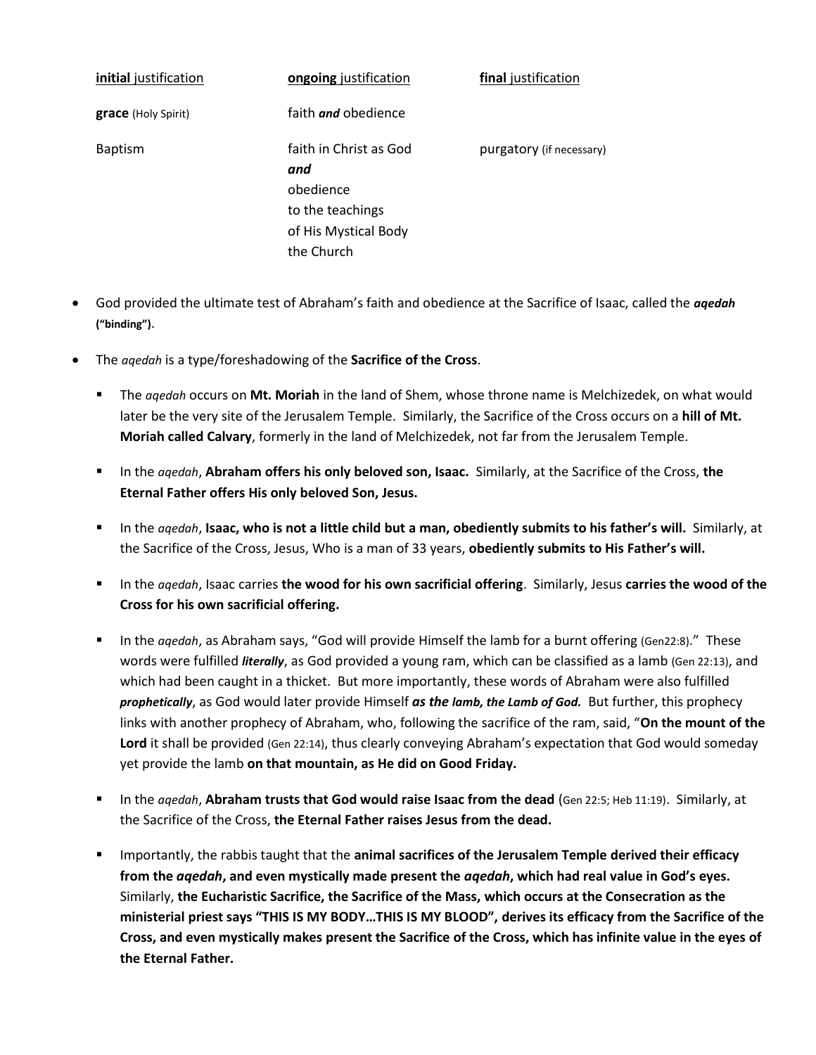| **initial** justification | **ongoing** justification | **final** justification |
|---|---|---|
| **grace** (Holy Spirit) | faith ***and*** obedience | |
| Baptism | faith in Christ as God ***and*** obedience to the teachings of His Mystical Body the Church | purgatory (if necessary) |

- God provided the ultimate test of Abraham's faith and obedience at the Sacrifice of Isaac, called the ***aqedah*** **("binding")**.
- The *aqedah* is a type/foreshadowing of the **Sacrifice of the Cross**.
  - The *aqedah* occurs on **Mt. Moriah** in the land of Shem, whose throne name is Melchizedek, on what would later be the very site of the Jerusalem Temple. Similarly, the Sacrifice of the Cross occurs on a **hill of Mt. Moriah called Calvary**, formerly in the land of Melchizedek, not far from the Jerusalem Temple.
  - In the *aqedah*, **Abraham offers his only beloved son, Isaac.** Similarly, at the Sacrifice of the Cross, **the Eternal Father offers His only beloved Son, Jesus.**
  - In the *aqedah*, **Isaac, who is not a little child but a man, obediently submits to his father's will.** Similarly, at the Sacrifice of the Cross, Jesus, Who is a man of 33 years, **obediently submits to His Father's will.**
  - In the *aqedah*, Isaac carries **the wood for his own sacrificial offering**. Similarly, Jesus **carries the wood of the Cross for his own sacrificial offering.**
  - In the *aqedah*, as Abraham says, "God will provide Himself the lamb for a burnt offering (Gen22:8)." These words were fulfilled ***literally***, as God provided a young ram, which can be classified as a lamb (Gen 22:13), and which had been caught in a thicket. But more importantly, these words of Abraham were also fulfilled ***prophetically***, as God would later provide Himself ***as the lamb, the Lamb of God.*** But further, this prophecy links with another prophecy of Abraham, who, following the sacrifice of the ram, said, "**On the mount of the Lord** it shall be provided (Gen 22:14), thus clearly conveying Abraham's expectation that God would someday yet provide the lamb **on that mountain, as He did on Good Friday.**
  - In the *aqedah*, **Abraham trusts that God would raise Isaac from the dead** (Gen 22:5; Heb 11:19). Similarly, at the Sacrifice of the Cross, **the Eternal Father raises Jesus from the dead.**
  - Importantly, the rabbis taught that the **animal sacrifices of the Jerusalem Temple derived their efficacy from the *aqedah*, and even mystically made present the *aqedah*, which had real value in God's eyes.** Similarly, **the Eucharistic Sacrifice, the Sacrifice of the Mass, which occurs at the Consecration as the ministerial priest says "THIS IS MY BODY…THIS IS MY BLOOD", derives its efficacy from the Sacrifice of the Cross, and even mystically makes present the Sacrifice of the Cross, which has infinite value in the eyes of the Eternal Father.**